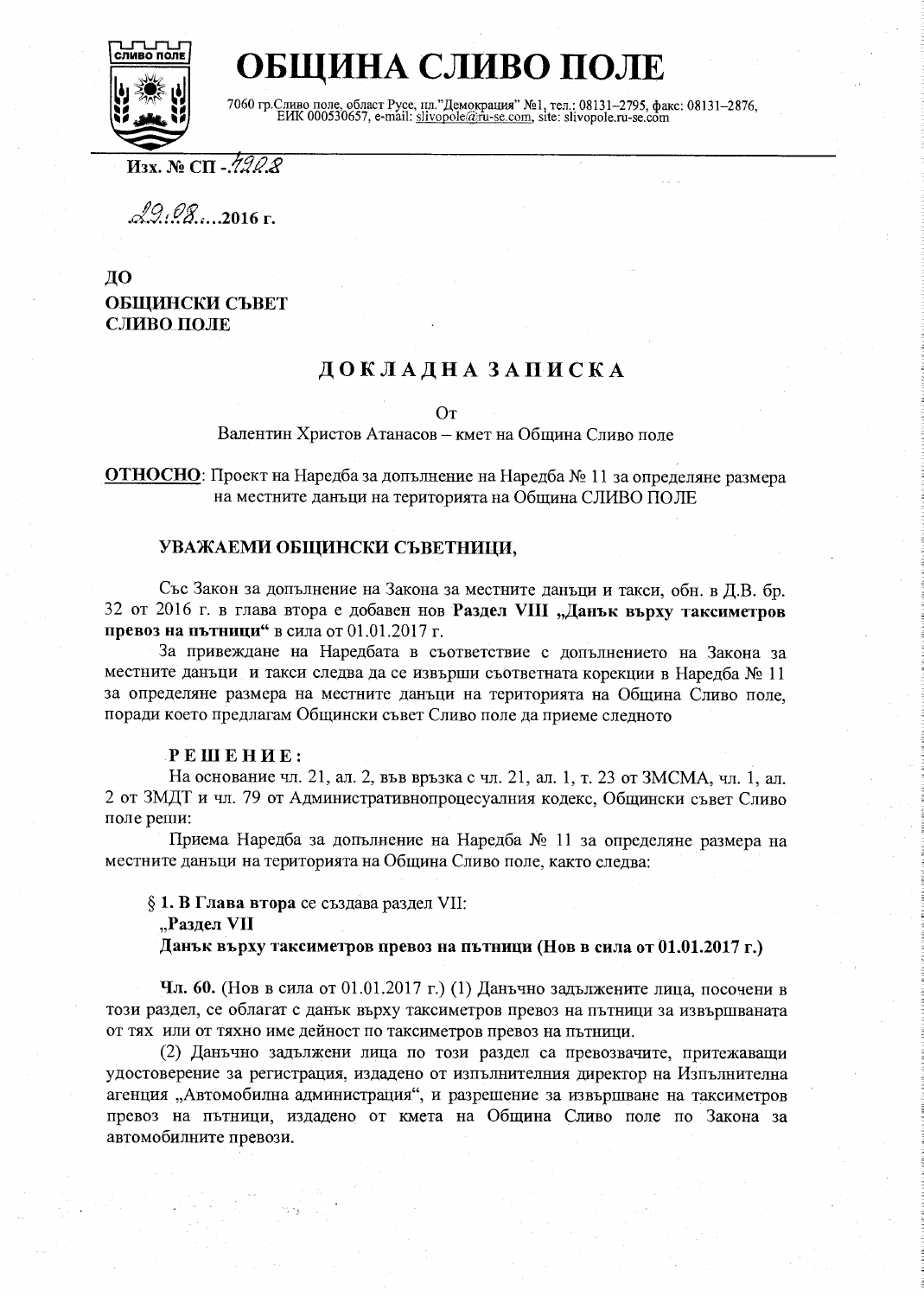# ОБЩИНА СЛИВО ПОЛЕ

7060 гр.Сливо поле, област Русе, пл."Демокрация" №1, тел.: 08131–2795, факс: 08131–2876, ЕИК 000530657, e-mail: slivopole@ru-se.com, site: slivopole.ru-se.com

**Изх. № СП -.4908**

..29.08.....2016 г.

**ДО**
**ОБЩИНСКИ СЪВЕТ**
**СЛИВО ПОЛЕ**

## ДОКЛАДНА ЗАПИСКА

От

Валентин Христов Атанасов – кмет на Община Сливо поле

**ОТНОСНО**: Проект на Наредба за допълнение на Наредба № 11 за определяне размера на местните данъци на територията на Община СЛИВО ПОЛЕ

**УВАЖАЕМИ ОБЩИНСКИ СЪВЕТНИЦИ,**

Със Закон за допълнение на Закона за местните данъци и такси, обн. в Д.В. бр. 32 от 2016 г. в глава втора е добавен нов **Раздел VIII „Данък върху таксиметров превоз на пътници“** в сила от 01.01.2017 г.

За привеждане на Наредбата в съответствие с допълнението на Закона за местните данъци и такси следва да се извърши съответната корекции в Наредба № 11 за определяне размера на местните данъци на територията на Община Сливо поле, поради което предлагам Общински съвет Сливо поле да приеме следното

**РЕШЕНИЕ:**

На основание чл. 21, ал. 2, във връзка с чл. 21, ал. 1, т. 23 от ЗМСМА, чл. 1, ал. 2 от ЗМДТ и чл. 79 от Административнопроцесуалния кодекс, Общински съвет Сливо поле реши:

Приема Наредба за допълнение на Наредба № 11 за определяне размера на местните данъци на територията на Община Сливо поле, както следва:

**§ 1. В Глава втора** се създава раздел VII:

**„Раздел VII**

**Данък върху таксиметров превоз на пътници (Нов в сила от 01.01.2017 г.)**

**Чл. 60.** (Нов в сила от 01.01.2017 г.) (1) Данъчно задължените лица, посочени в този раздел, се облагат с данък върху таксиметров превоз на пътници за извършваната от тях или от тяхно име дейност по таксиметров превоз на пътници.

(2) Данъчно задължени лица по този раздел са превозвачите, притежаващи удостоверение за регистрация, издадено от изпълнителния директор на Изпълнителна агенция „Автомобилна администрация“, и разрешение за извършване на таксиметров превоз на пътници, издадено от кмета на Община Сливо поле по Закона за автомобилните превози.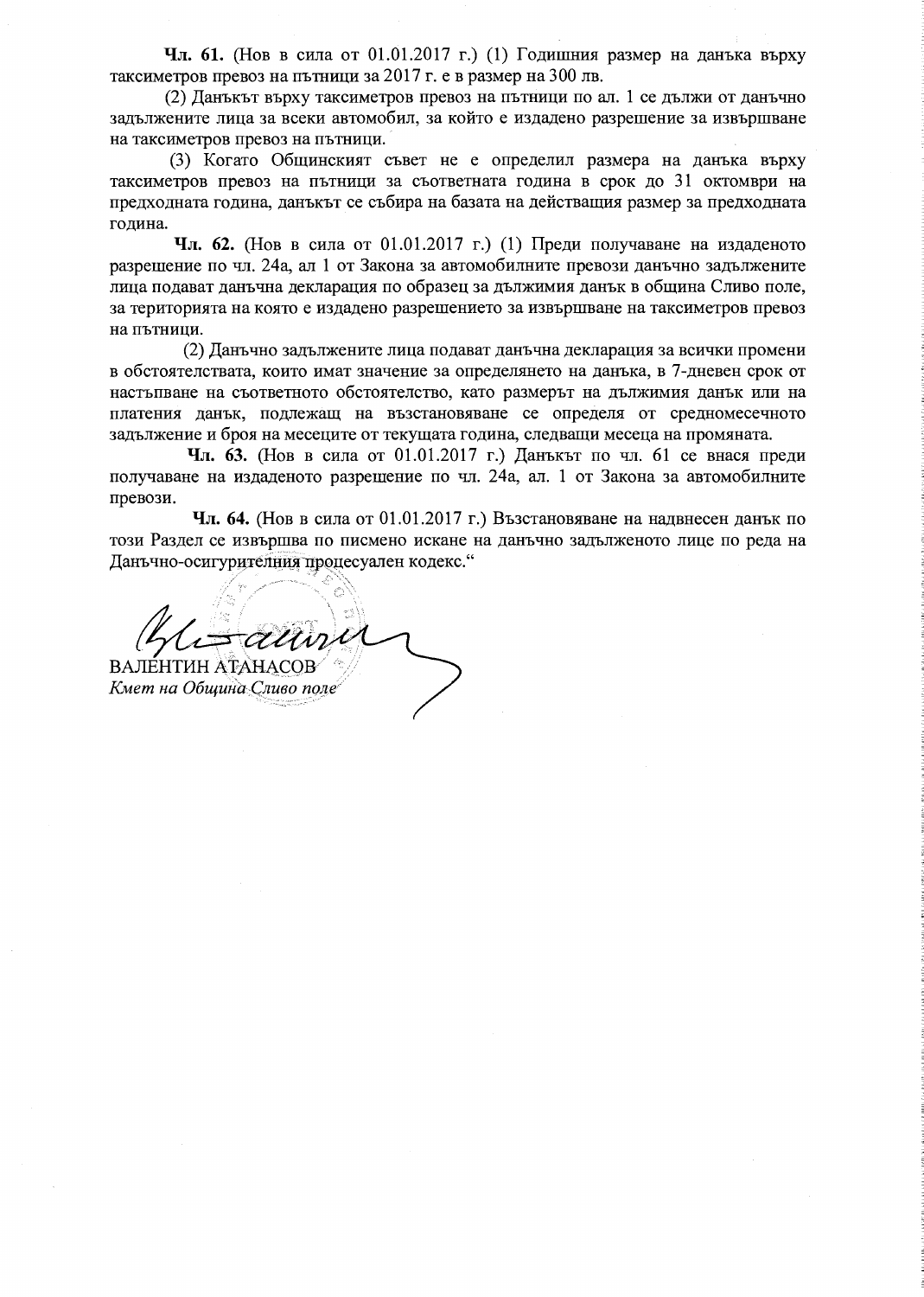**Чл. 61.** (Нов в сила от 01.01.2017 г.) (1) Годишния размер на данъка върху таксиметров превоз на пътници за 2017 г. е в размер на 300 лв.

(2) Данъкът върху таксиметров превоз на пътници по ал. 1 се дължи от данъчно задължените лица за всеки автомобил, за който е издадено разрешение за извършване на таксиметров превоз на пътници.

(3) Когато Общинският съвет не е определил размера на данъка върху таксиметров превоз на пътници за съответната година в срок до 31 октомври на предходната година, данъкът се събира на базата на действащия размер за предходната година.

**Чл. 62.** (Нов в сила от 01.01.2017 г.) (1) Преди получаване на издаденото разрешение по чл. 24а, ал 1 от Закона за автомобилните превози данъчно задължените лица подават данъчна декларация по образец за дължимия данък в община Сливо поле, за територията на която е издадено разрешението за извършване на таксиметров превоз на пътници.

(2) Данъчно задължените лица подават данъчна декларация за всички промени в обстоятелствата, които имат значение за определянето на данъка, в 7-дневен срок от настъпване на съответното обстоятелство, като размерът на дължимия данък или на платения данък, подлежащ на възстановяване се определя от средномесечното задължение и броя на месеците от текущата година, следващи месеца на промяната.

**Чл. 63.** (Нов в сила от 01.01.2017 г.) Данъкът по чл. 61 се внася преди получаване на издаденото разрешение по чл. 24а, ал. 1 от Закона за автомобилните превози.

**Чл. 64.** (Нов в сила от 01.01.2017 г.) Възстановяване на надвнесен данък по този Раздел се извършва по писмено искане на данъчно задълженото лице по реда на Данъчно-осигурителния процесуален кодекс."

ВАЛЕНТИН АТАНАСОВ
*Кмет на Община Сливо поле*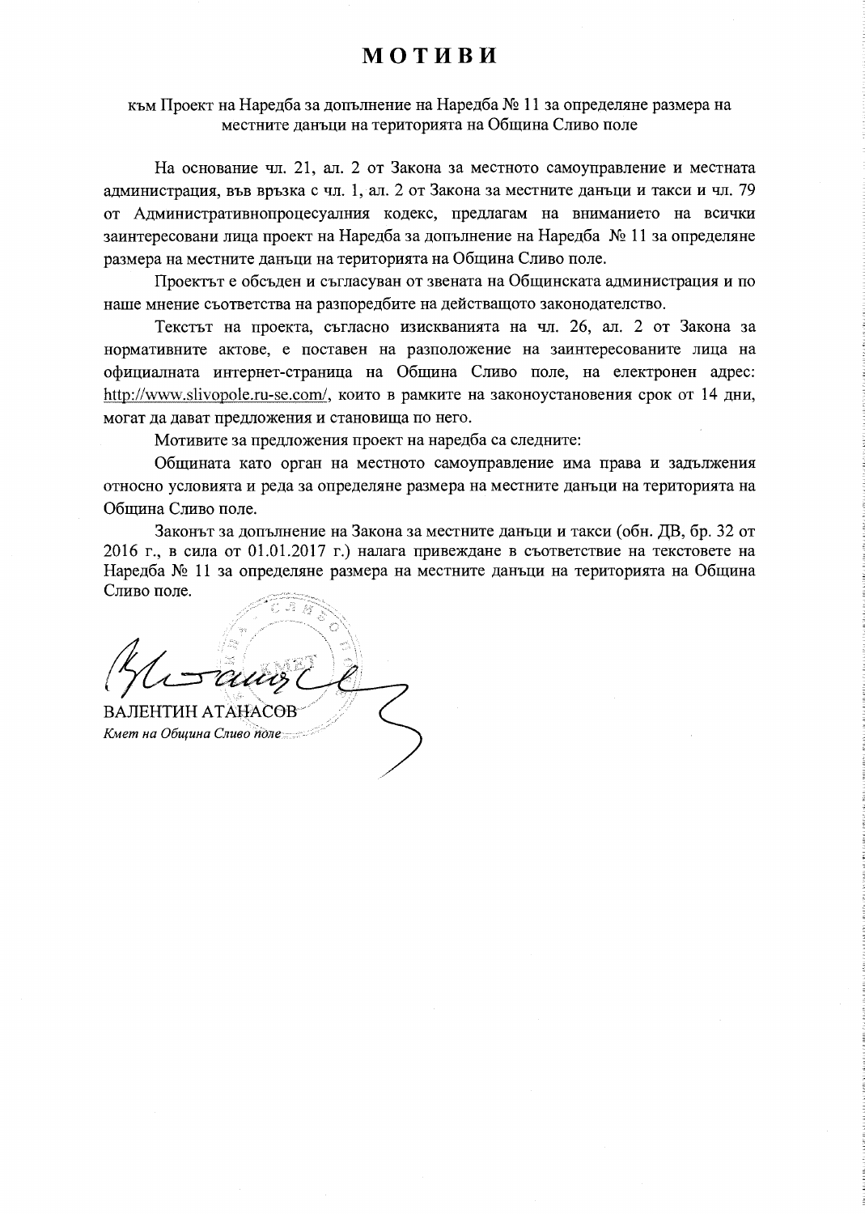# МОТИВИ

към Проект на Наредба за допълнение на Наредба № 11 за определяне размера на местните данъци на територията на Община Сливо поле

На основание чл. 21, ал. 2 от Закона за местното самоуправление и местната администрация, във връзка с чл. 1, ал. 2 от Закона за местните данъци и такси и чл. 79 от Административнопроцесуалния кодекс, предлагам на вниманието на всички заинтересовани лица проект на Наредба за допълнение на Наредба № 11 за определяне размера на местните данъци на територията на Община Сливо поле.

Проектът е обсъден и съгласуван от звената на Общинската администрация и по наше мнение съответства на разпоредбите на действащото законодателство.

Текстът на проекта, съгласно изискванията на чл. 26, ал. 2 от Закона за нормативните актове, е поставен на разположение на заинтересованите лица на официалната интернет-страница на Община Сливо поле, на електронен адрес: http://www.slivopole.ru-se.com/, които в рамките на законоустановения срок от 14 дни, могат да дават предложения и становища по него.

Мотивите за предложения проект на наредба са следните:

Общината като орган на местното самоуправление има права и задължения относно условията и реда за определяне размера на местните данъци на територията на Община Сливо поле.

Законът за допълнение на Закона за местните данъци и такси (обн. ДВ, бр. 32 от 2016 г., в сила от 01.01.2017 г.) налага привеждане в съответствие на текстовете на Наредба № 11 за определяне размера на местните данъци на територията на Община Сливо поле.

ВАЛЕНТИН АТАНАСОВ
*Кмет на Община Сливо поле*